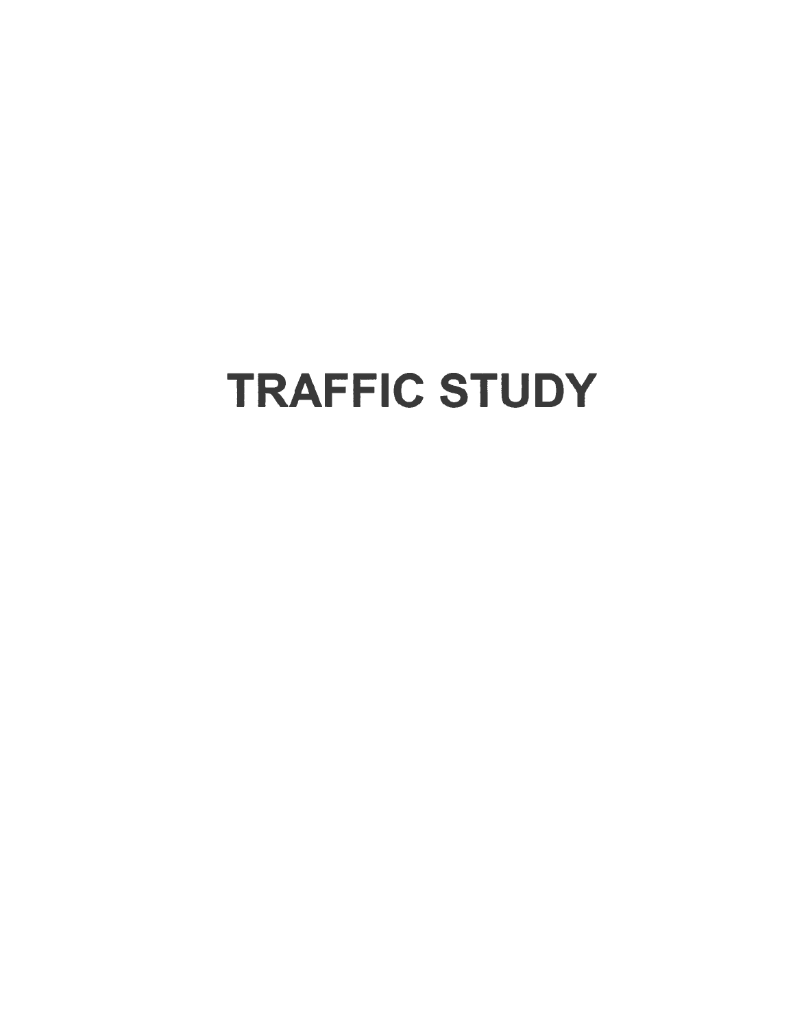# TRAFFIC STUDY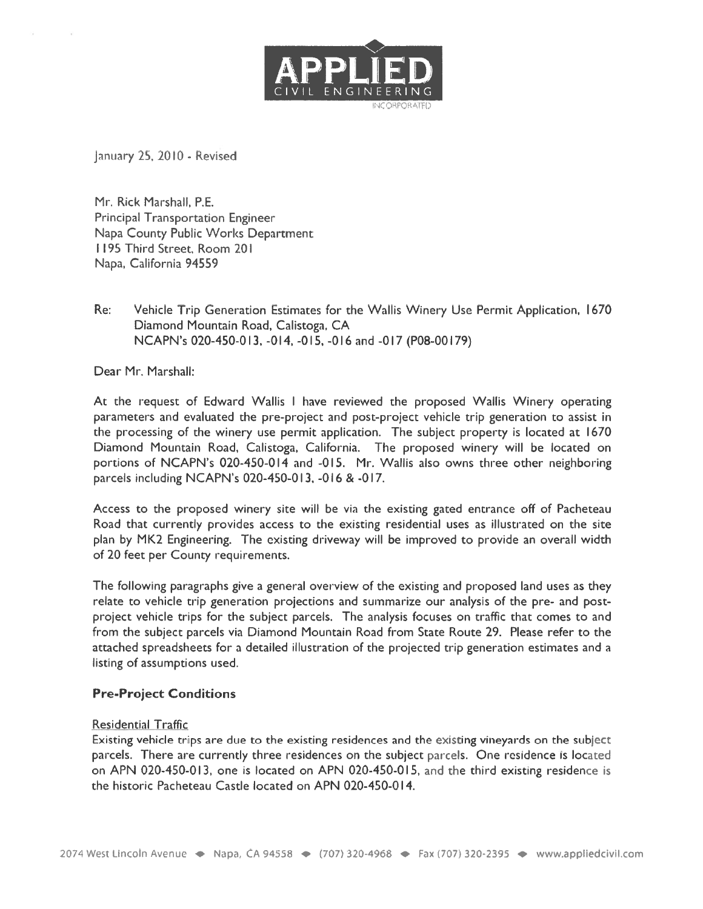January 25, 2010 - Revised

Mr. Rick Marshall, P.E.
Principal Transportation Engineer
Napa County Public Works Department
1195 Third Street, Room 201
Napa, California 94559

Re: Vehicle Trip Generation Estimates for the Wallis Winery Use Permit Application, 1670 Diamond Mountain Road, Calistoga, CA
NCAPN's 020-450-013, -014, -015, -016 and -017 (P08-00179)

Dear Mr. Marshall:

At the request of Edward Wallis I have reviewed the proposed Wallis Winery operating parameters and evaluated the pre-project and post-project vehicle trip generation to assist in the processing of the winery use permit application. The subject property is located at 1670 Diamond Mountain Road, Calistoga, California. The proposed winery will be located on portions of NCAPN's 020-450-014 and -015. Mr. Wallis also owns three other neighboring parcels including NCAPN's 020-450-013, -016 & -017.

Access to the proposed winery site will be via the existing gated entrance off of Pacheteau Road that currently provides access to the existing residential uses as illustrated on the site plan by MK2 Engineering. The existing driveway will be improved to provide an overall width of 20 feet per County requirements.

The following paragraphs give a general overview of the existing and proposed land uses as they relate to vehicle trip generation projections and summarize our analysis of the pre- and post-project vehicle trips for the subject parcels. The analysis focuses on traffic that comes to and from the subject parcels via Diamond Mountain Road from State Route 29. Please refer to the attached spreadsheets for a detailed illustration of the projected trip generation estimates and a listing of assumptions used.

## Pre-Project Conditions

### Residential Traffic

Existing vehicle trips are due to the existing residences and the existing vineyards on the subject parcels. There are currently three residences on the subject parcels. One residence is located on APN 020-450-013, one is located on APN 020-450-015, and the third existing residence is the historic Pacheteau Castle located on APN 020-450-014.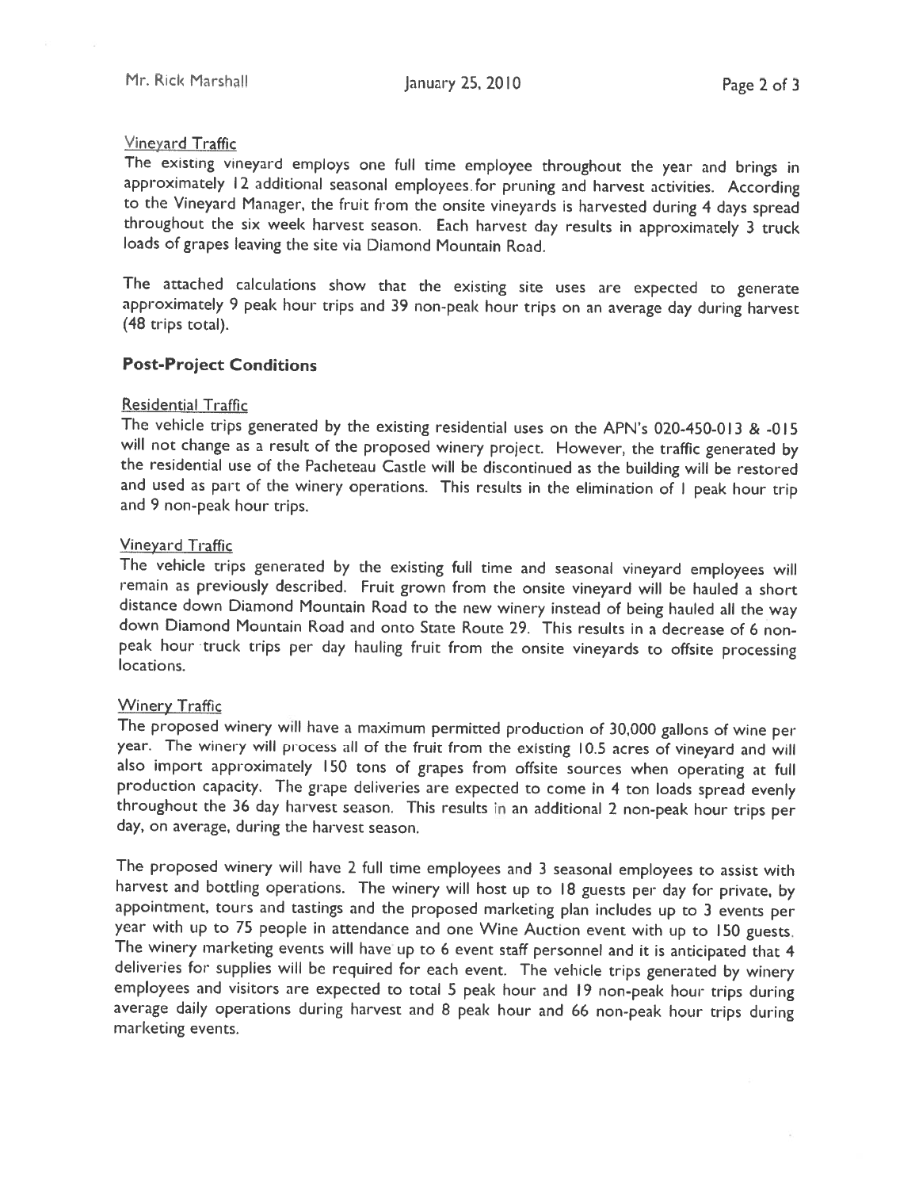### Vineyard Traffic

The existing vineyard employs one full time employee throughout the year and brings in approximately 12 additional seasonal employees for pruning and harvest activities. According to the Vineyard Manager, the fruit from the onsite vineyards is harvested during 4 days spread throughout the six week harvest season. Each harvest day results in approximately 3 truck loads of grapes leaving the site via Diamond Mountain Road.

The attached calculations show that the existing site uses are expected to generate approximately 9 peak hour trips and 39 non-peak hour trips on an average day during harvest (48 trips total).

## Post-Project Conditions

### Residential Traffic

The vehicle trips generated by the existing residential uses on the APN's 020-450-013 & -015 will not change as a result of the proposed winery project. However, the traffic generated by the residential use of the Pacheteau Castle will be discontinued as the building will be restored and used as part of the winery operations. This results in the elimination of 1 peak hour trip and 9 non-peak hour trips.

### Vineyard Traffic

The vehicle trips generated by the existing full time and seasonal vineyard employees will remain as previously described. Fruit grown from the onsite vineyard will be hauled a short distance down Diamond Mountain Road to the new winery instead of being hauled all the way down Diamond Mountain Road and onto State Route 29. This results in a decrease of 6 non-peak hour truck trips per day hauling fruit from the onsite vineyards to offsite processing locations.

### Winery Traffic

The proposed winery will have a maximum permitted production of 30,000 gallons of wine per year. The winery will process all of the fruit from the existing 10.5 acres of vineyard and will also import approximately 150 tons of grapes from offsite sources when operating at full production capacity. The grape deliveries are expected to come in 4 ton loads spread evenly throughout the 36 day harvest season. This results in an additional 2 non-peak hour trips per day, on average, during the harvest season.

The proposed winery will have 2 full time employees and 3 seasonal employees to assist with harvest and bottling operations. The winery will host up to 18 guests per day for private, by appointment, tours and tastings and the proposed marketing plan includes up to 3 events per year with up to 75 people in attendance and one Wine Auction event with up to 150 guests. The winery marketing events will have up to 6 event staff personnel and it is anticipated that 4 deliveries for supplies will be required for each event. The vehicle trips generated by winery employees and visitors are expected to total 5 peak hour and 19 non-peak hour trips during average daily operations during harvest and 8 peak hour and 66 non-peak hour trips during marketing events.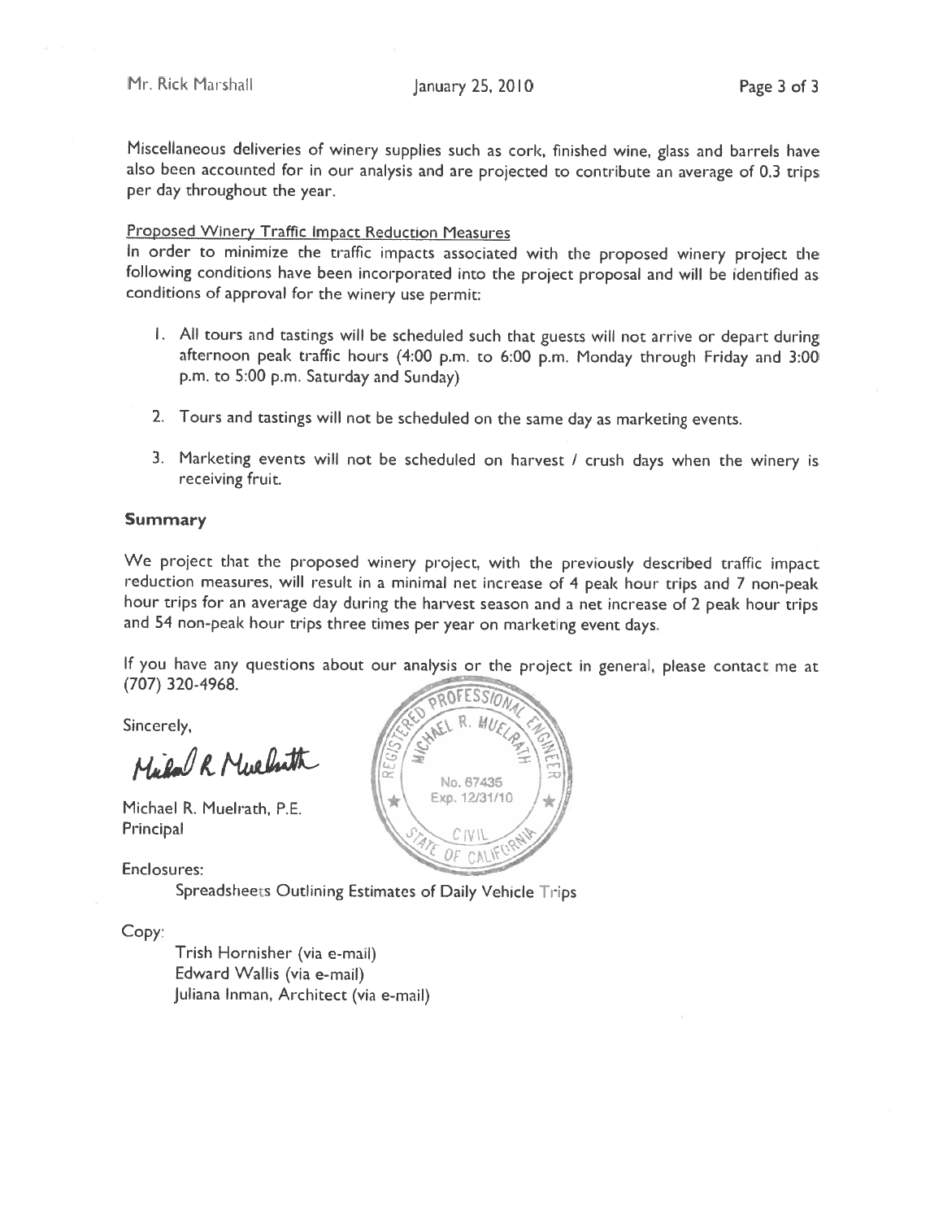Miscellaneous deliveries of winery supplies such as cork, finished wine, glass and barrels have also been accounted for in our analysis and are projected to contribute an average of 0.3 trips per day throughout the year.

Proposed Winery Traffic Impact Reduction Measures

In order to minimize the traffic impacts associated with the proposed winery project the following conditions have been incorporated into the project proposal and will be identified as conditions of approval for the winery use permit:

1. All tours and tastings will be scheduled such that guests will not arrive or depart during afternoon peak traffic hours (4:00 p.m. to 6:00 p.m. Monday through Friday and 3:00 p.m. to 5:00 p.m. Saturday and Sunday)

2. Tours and tastings will not be scheduled on the same day as marketing events.

3. Marketing events will not be scheduled on harvest / crush days when the winery is receiving fruit.

## Summary

We project that the proposed winery project, with the previously described traffic impact reduction measures, will result in a minimal net increase of 4 peak hour trips and 7 non-peak hour trips for an average day during the harvest season and a net increase of 2 peak hour trips and 54 non-peak hour trips three times per year on marketing event days.

If you have any questions about our analysis or the project in general, please contact me at (707) 320-4968.

Sincerely,

Michael R. Muelrath

Michael R. Muelrath, P.E.
Principal

REGISTERED PROFESSIONAL ENGINEER
MICHAEL R. MUELRATH
No. 67435
Exp. 12/31/10
CIVIL
STATE OF CALIFORNIA

Enclosures:

Spreadsheets Outlining Estimates of Daily Vehicle Trips

Copy:

Trish Hornisher (via e-mail)
Edward Wallis (via e-mail)
Juliana Inman, Architect (via e-mail)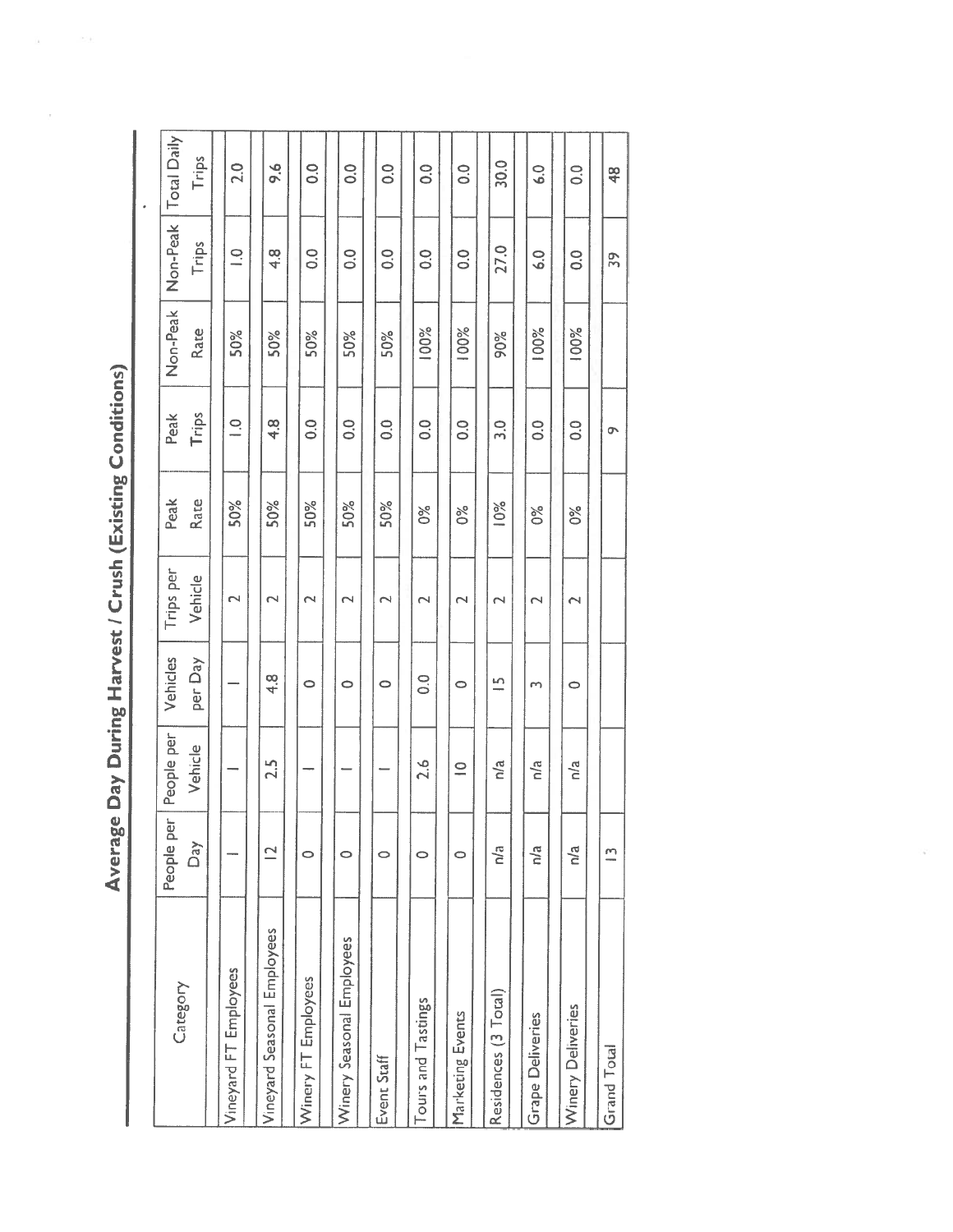# Average Day During Harvest / Crush (Existing Conditions)

| Category | People per Day | People per Vehicle | Vehicles per Day | Trips per Vehicle | Peak Rate | Peak Trips | Non-Peak Rate | Non-Peak Trips | Total Daily Trips |
|---|---|---|---|---|---|---|---|---|---|
| Vineyard FT Employees | 1 | 1 | 1 | 2 | 50% | 1.0 | 50% | 1.0 | 2.0 |
| Vineyard Seasonal Employees | 12 | 2.5 | 4.8 | 2 | 50% | 4.8 | 50% | 4.8 | 9.6 |
| Winery FT Employees | 0 | 1 | 0 | 2 | 50% | 0.0 | 50% | 0.0 | 0.0 |
| Winery Seasonal Employees | 0 | 1 | 0 | 2 | 50% | 0.0 | 50% | 0.0 | 0.0 |
| Event Staff | 0 | 1 | 0 | 2 | 50% | 0.0 | 50% | 0.0 | 0.0 |
| Tours and Tastings | 0 | 2.6 | 0.0 | 2 | 0% | 0.0 | 100% | 0.0 | 0.0 |
| Marketing Events | 0 | 10 | 0 | 2 | 0% | 0.0 | 100% | 0.0 | 0.0 |
| Residences (3 Total) | n/a | n/a | 15 | 2 | 10% | 3.0 | 90% | 27.0 | 30.0 |
| Grape Deliveries | n/a | n/a | 3 | 2 | 0% | 0.0 | 100% | 6.0 | 6.0 |
| Winery Deliveries | n/a | n/a | 0 | 2 | 0% | 0.0 | 100% | 0.0 | 0.0 |
| Grand Total | 13 | | | | | 9 | | 39 | 48 |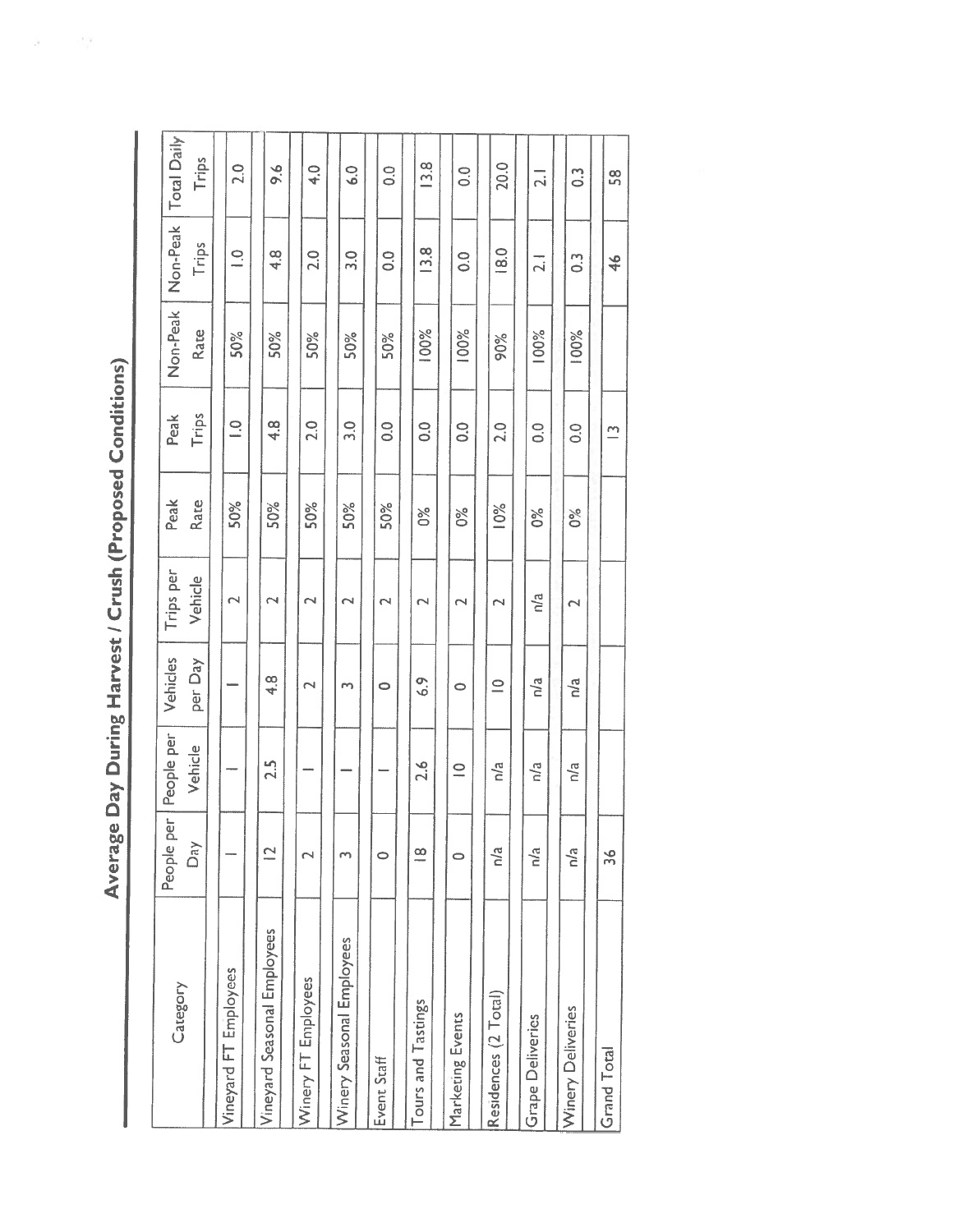# Average Day During Harvest / Crush (Proposed Conditions)

| Category | People per Day | People per Vehicle | Vehicles per Day | Trips per Vehicle | Peak Rate | Peak Trips | Non-Peak Rate | Non-Peak Trips | Total Daily Trips |
|---|---|---|---|---|---|---|---|---|---|
| Vineyard FT Employees | 1 | 1 | 1 | 2 | 50% | 1.0 | 50% | 1.0 | 2.0 |
| Vineyard Seasonal Employees | 12 | 2.5 | 4.8 | 2 | 50% | 4.8 | 50% | 4.8 | 9.6 |
| Winery FT Employees | 2 | 1 | 2 | 2 | 50% | 2.0 | 50% | 2.0 | 4.0 |
| Winery Seasonal Employees | 3 | 1 | 3 | 2 | 50% | 3.0 | 50% | 3.0 | 6.0 |
| Event Staff | 0 | 1 | 0 | 2 | 50% | 0.0 | 50% | 0.0 | 0.0 |
| Tours and Tastings | 18 | 2.6 | 6.9 | 2 | 0% | 0.0 | 100% | 13.8 | 13.8 |
| Marketing Events | 0 | 10 | 0 | 2 | 0% | 0.0 | 100% | 0.0 | 0.0 |
| Residences (2 Total) | n/a | n/a | 10 | 2 | 10% | 2.0 | 90% | 18.0 | 20.0 |
| Grape Deliveries | n/a | n/a | n/a | n/a | 0% | 0.0 | 100% | 2.1 | 2.1 |
| Winery Deliveries | n/a | n/a | n/a | 2 | 0% | 0.0 | 100% | 0.3 | 0.3 |
| Grand Total | 36 | | | | | 13 | | 46 | 58 |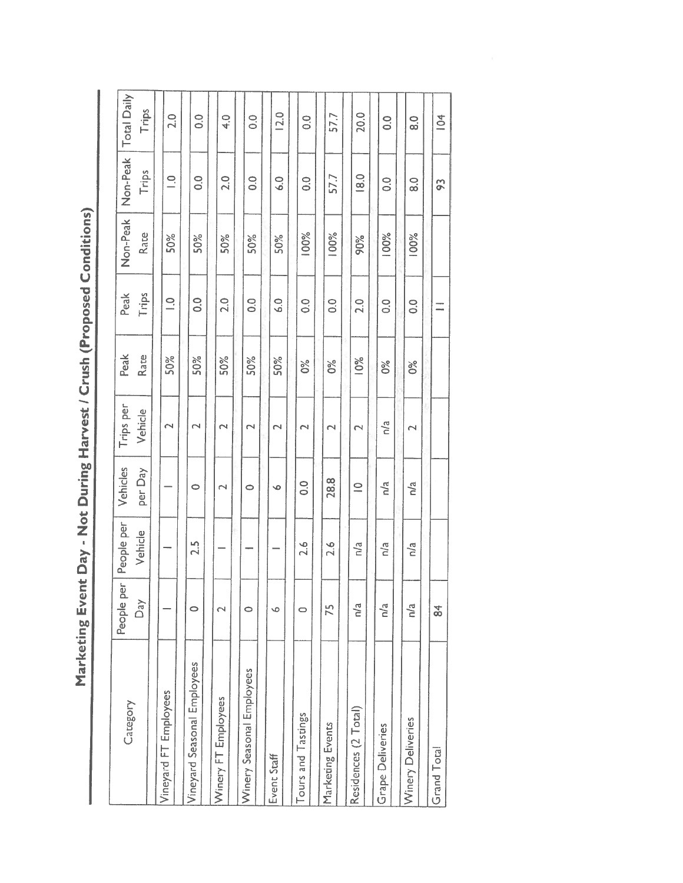# Marketing Event Day - Not During Harvest / Crush (Proposed Conditions)

| Category | People per Day | People per Vehicle | Vehicles per Day | Trips per Vehicle | Peak Rate | Peak Trips | Non-Peak Rate | Non-Peak Trips | Total Daily Trips |
|---|---|---|---|---|---|---|---|---|---|
| Vineyard FT Employees | 1 | 1 | 1 | 2 | 50% | 1.0 | 50% | 1.0 | 2.0 |
| Vineyard Seasonal Employees | 0 | 2.5 | 0 | 2 | 50% | 0.0 | 50% | 0.0 | 0.0 |
| Winery FT Employees | 2 | 1 | 2 | 2 | 50% | 2.0 | 50% | 2.0 | 4.0 |
| Winery Seasonal Employees | 0 | 1 | 0 | 2 | 50% | 0.0 | 50% | 0.0 | 0.0 |
| Event Staff | 6 | 1 | 6 | 2 | 50% | 6.0 | 50% | 6.0 | 12.0 |
| Tours and Tastings | 0 | 2.6 | 0.0 | 2 | 0% | 0.0 | 100% | 0.0 | 0.0 |
| Marketing Events | 75 | 2.6 | 28.8 | 2 | 0% | 0.0 | 100% | 57.7 | 57.7 |
| Residences (2 Total) | n/a | n/a | 10 | 2 | 10% | 2.0 | 90% | 18.0 | 20.0 |
| Grape Deliveries | n/a | n/a | n/a | n/a | 0% | 0.0 | 100% | 0.0 | 0.0 |
| Winery Deliveries | n/a | n/a | n/a | 2 | 0% | 0.0 | 100% | 8.0 | 8.0 |
| Grand Total | 84 | | | | | 11 | | 93 | 104 |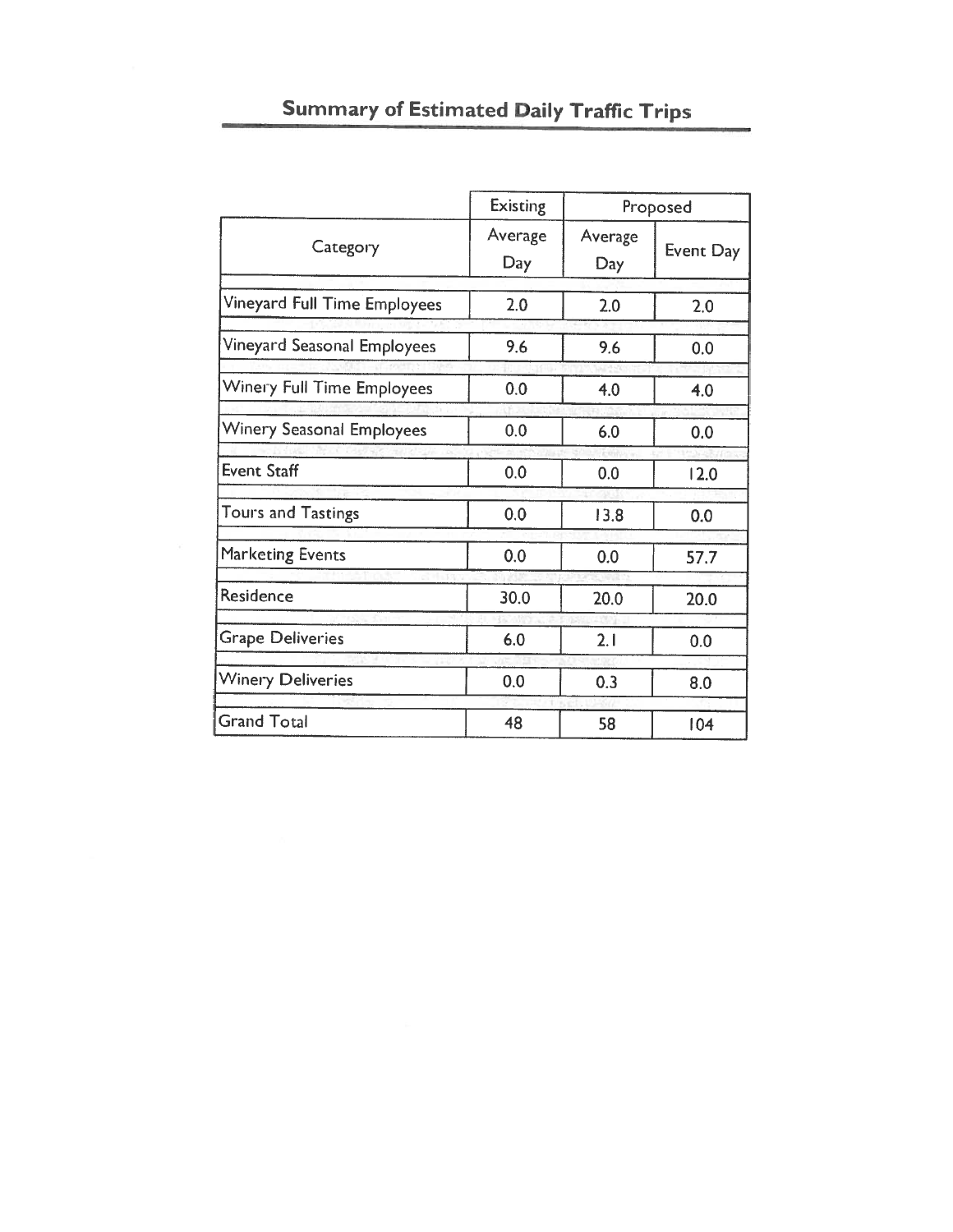## Summary of Estimated Daily Traffic Trips

| Category | Existing | Proposed | |
|---|---|---|---|
| | Average Day | Average Day | Event Day |
| Vineyard Full Time Employees | 2.0 | 2.0 | 2.0 |
| Vineyard Seasonal Employees | 9.6 | 9.6 | 0.0 |
| Winery Full Time Employees | 0.0 | 4.0 | 4.0 |
| Winery Seasonal Employees | 0.0 | 6.0 | 0.0 |
| Event Staff | 0.0 | 0.0 | 12.0 |
| Tours and Tastings | 0.0 | 13.8 | 0.0 |
| Marketing Events | 0.0 | 0.0 | 57.7 |
| Residence | 30.0 | 20.0 | 20.0 |
| Grape Deliveries | 6.0 | 2.1 | 0.0 |
| Winery Deliveries | 0.0 | 0.3 | 8.0 |
| Grand Total | 48 | 58 | 104 |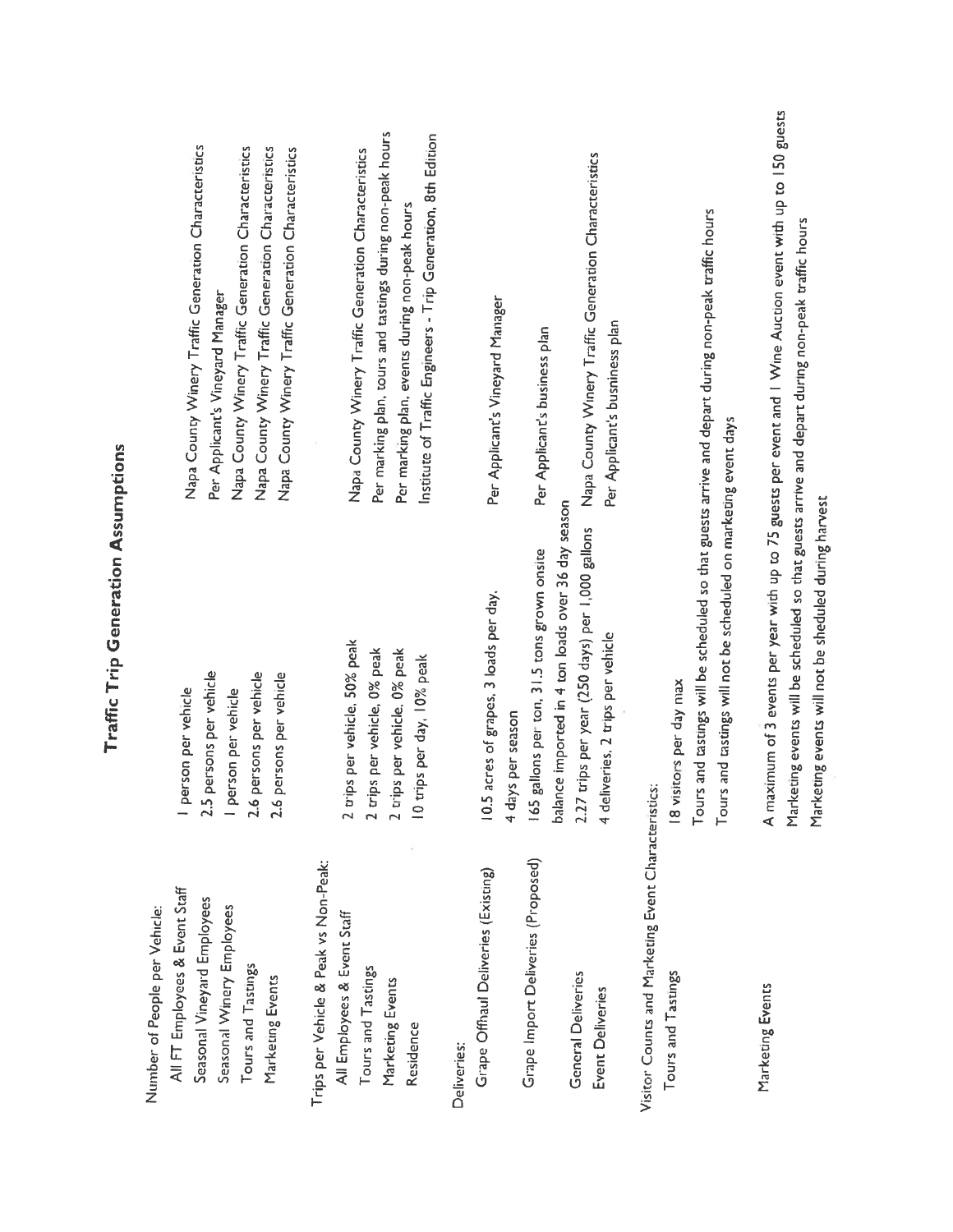# Traffic Trip Generation Assumptions

| | | |
|---|---|---|
| **Number of People per Vehicle:** | | |
| All FT Employees & Event Staff | 1 person per vehicle | Napa County Winery Traffic Generation Characteristics |
| Seasonal Vineyard Employees | 2.5 persons per vehicle | Per Applicant's Vineyard Manager |
| Seasonal Winery Employees | 1 person per vehicle | Napa County Winery Traffic Generation Characteristics |
| Tours and Tastings | 2.6 persons per vehicle | Napa County Winery Traffic Generation Characteristics |
| Marketing Events | 2.6 persons per vehicle | Napa County Winery Traffic Generation Characteristics |
| **Trips per Vehicle & Peak vs Non-Peak:** | | |
| All Employees & Event Staff | 2 trips per vehicle, 50% peak | Napa County Winery Traffic Generation Characteristics |
| Tours and Tastings | 2 trips per vehicle, 0% peak | Per marking plan, tours and tastings during non-peak hours |
| Marketing Events | 2 trips per vehicle, 0% peak | Per marking plan, events during non-peak hours |
| Residence | 10 trips per day, 10% peak | Institute of Traffic Engineers - Trip Generation, 8th Edition |
| **Deliveries:** | | |
| Grape Offhaul Deliveries (Existing) | 10.5 acres of grapes, 3 loads per day, 4 days per season | Per Applicant's Vineyard Manager |
| Grape Import Deliveries (Proposed) | 165 gallons per ton, 31.5 tons grown onsite balance imported in 4 ton loads over 36 day season | Per Applicant's business plan |
| General Deliveries | 2.27 trips per year (250 days) per 1,000 gallons | Napa County Winery Traffic Generation Characteristics |
| Event Deliveries | 4 deliveries, 2 trips per vehicle | Per Applicant's busniness plan |

**Visitor Counts and Marketing Event Characteristics:**

Tours and Tastings

- 18 visitors per day max
- Tours and tastings will be scheduled so that guests arrive and depart during non-peak traffic hours
- Tours and tastings will not be scheduled on marketing event days

Marketing Events

- A maximum of 3 events per year with up to 75 guests per event and 1 Wine Auction event with up to 150 guests
- Marketing events will be scheduled so that guests arrive and depart during non-peak traffic hours
- Marketing events will not be sheduled during harvest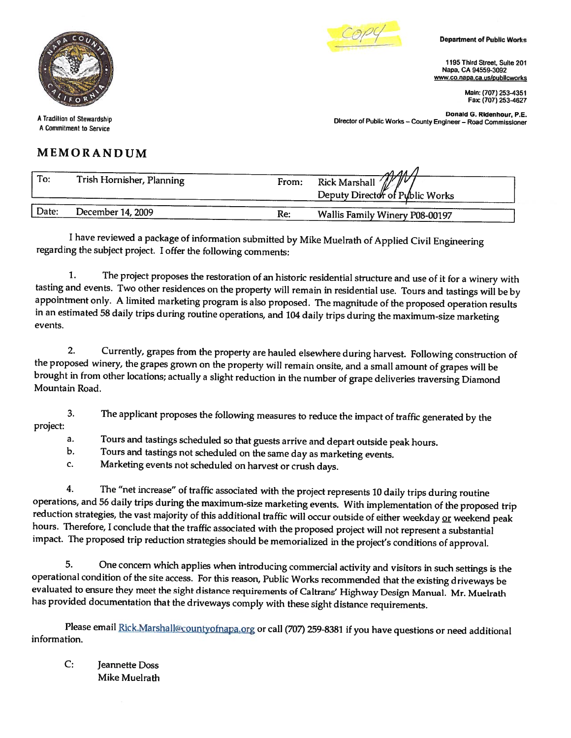COPY

**Department of Public Works**

1195 Third Street, Suite 201
Napa, CA 94559-3092
www.co.napa.ca.us/publicworks

Main: (707) 253-4351
Fax: (707) 253-4627

**Donald G. Ridenhour, P.E.**
Director of Public Works – County Engineer – Road Commissioner

A Tradition of Stewardship
A Commitment to Service

# MEMORANDUM

| To: | Trish Hornisher, Planning | From: | Rick Marshall<br>Deputy Director of Public Works |
|---|---|---|---|
| Date: | December 14, 2009 | Re: | Wallis Family Winery P08-00197 |

I have reviewed a package of information submitted by Mike Muelrath of Applied Civil Engineering regarding the subject project. I offer the following comments:

1. The project proposes the restoration of an historic residential structure and use of it for a winery with tasting and events. Two other residences on the property will remain in residential use. Tours and tastings will be by appointment only. A limited marketing program is also proposed. The magnitude of the proposed operation results in an estimated 58 daily trips during routine operations, and 104 daily trips during the maximum-size marketing events.

2. Currently, grapes from the property are hauled elsewhere during harvest. Following construction of the proposed winery, the grapes grown on the property will remain onsite, and a small amount of grapes will be brought in from other locations; actually a slight reduction in the number of grape deliveries traversing Diamond Mountain Road.

3. The applicant proposes the following measures to reduce the impact of traffic generated by the project:
   a. Tours and tastings scheduled so that guests arrive and depart outside peak hours.
   b. Tours and tastings not scheduled on the same day as marketing events.
   c. Marketing events not scheduled on harvest or crush days.

4. The "net increase" of traffic associated with the project represents 10 daily trips during routine operations, and 56 daily trips during the maximum-size marketing events. With implementation of the proposed trip reduction strategies, the vast majority of this additional traffic will occur outside of either weekday <u>or</u> weekend peak hours. Therefore, I conclude that the traffic associated with the proposed project will not represent a substantial impact. The proposed trip reduction strategies should be memorialized in the project's conditions of approval.

5. One concern which applies when introducing commercial activity and visitors in such settings is the operational condition of the site access. For this reason, Public Works recommended that the existing driveways be evaluated to ensure they meet the sight distance requirements of Caltrans' Highway Design Manual. Mr. Muelrath has provided documentation that the driveways comply with these sight distance requirements.

Please email Rick.Marshall@countyofnapa.org or call (707) 259-8381 if you have questions or need additional information.

C: Jeannette Doss
Mike Muelrath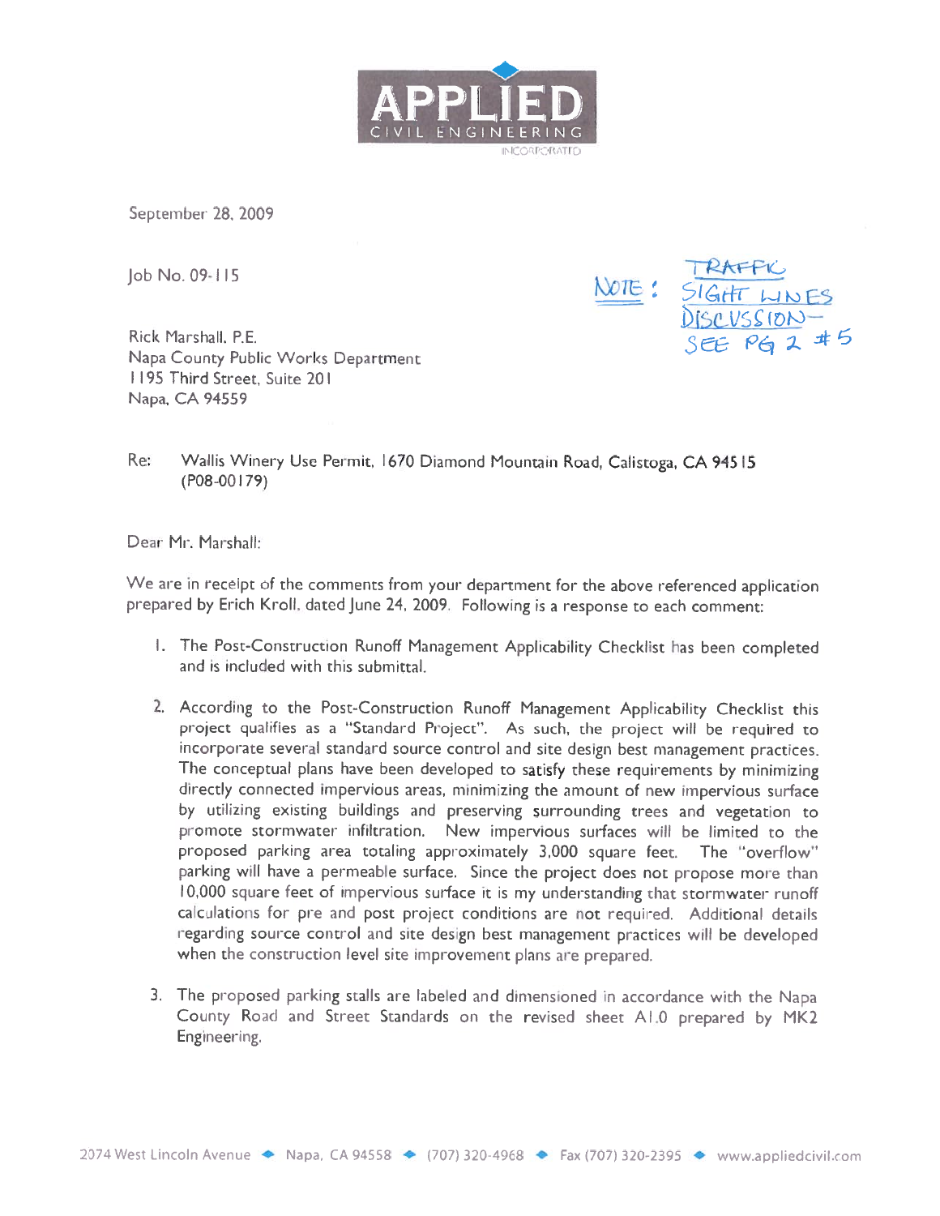**APPLIED**
CIVIL ENGINEERING
INCORPORATED

September 28, 2009

Job No. 09-115

NOTE: TRAFFIC SIGHT LINES DISCUSSION — SEE PG 2 #5

Rick Marshall, P.E.
Napa County Public Works Department
1195 Third Street, Suite 201
Napa, CA 94559

Re: Wallis Winery Use Permit, 1670 Diamond Mountain Road, Calistoga, CA 94515 (P08-00179)

Dear Mr. Marshall:

We are in receipt of the comments from your department for the above referenced application prepared by Erich Kroll, dated June 24, 2009. Following is a response to each comment:

1. The Post-Construction Runoff Management Applicability Checklist has been completed and is included with this submittal.

2. According to the Post-Construction Runoff Management Applicability Checklist this project qualifies as a "Standard Project". As such, the project will be required to incorporate several standard source control and site design best management practices. The conceptual plans have been developed to satisfy these requirements by minimizing directly connected impervious areas, minimizing the amount of new impervious surface by utilizing existing buildings and preserving surrounding trees and vegetation to promote stormwater infiltration. New impervious surfaces will be limited to the proposed parking area totaling approximately 3,000 square feet. The "overflow" parking will have a permeable surface. Since the project does not propose more than 10,000 square feet of impervious surface it is my understanding that stormwater runoff calculations for pre and post project conditions are not required. Additional details regarding source control and site design best management practices will be developed when the construction level site improvement plans are prepared.

3. The proposed parking stalls are labeled and dimensioned in accordance with the Napa County Road and Street Standards on the revised sheet A1.0 prepared by MK2 Engineering.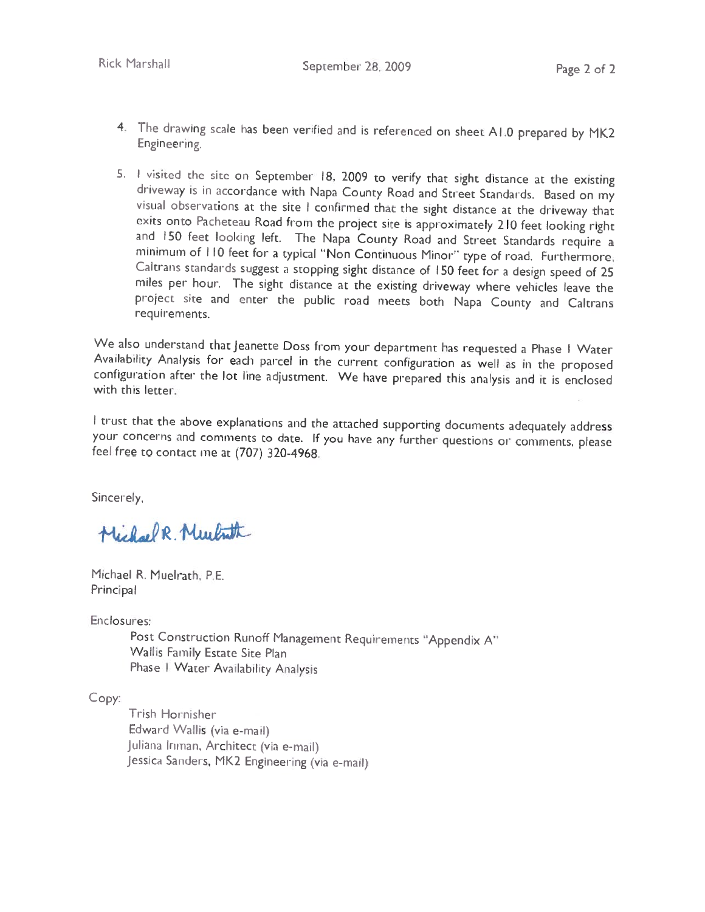4. The drawing scale has been verified and is referenced on sheet A1.0 prepared by MK2 Engineering.

5. I visited the site on September 18, 2009 to verify that sight distance at the existing driveway is in accordance with Napa County Road and Street Standards. Based on my visual observations at the site I confirmed that the sight distance at the driveway that exits onto Pacheteau Road from the project site is approximately 210 feet looking right and 150 feet looking left. The Napa County Road and Street Standards require a minimum of 110 feet for a typical "Non Continuous Minor" type of road. Furthermore, Caltrans standards suggest a stopping sight distance of 150 feet for a design speed of 25 miles per hour. The sight distance at the existing driveway where vehicles leave the project site and enter the public road meets both Napa County and Caltrans requirements.

We also understand that Jeanette Doss from your department has requested a Phase I Water Availability Analysis for each parcel in the current configuration as well as in the proposed configuration after the lot line adjustment. We have prepared this analysis and it is enclosed with this letter.

I trust that the above explanations and the attached supporting documents adequately address your concerns and comments to date. If you have any further questions or comments, please feel free to contact me at (707) 320-4968.

Sincerely,

Michael R. Muelrath

Michael R. Muelrath, P.E.
Principal

Enclosures:

- Post Construction Runoff Management Requirements "Appendix A"
- Wallis Family Estate Site Plan
- Phase I Water Availability Analysis

Copy:

- Trish Hornisher
- Edward Wallis (via e-mail)
- Juliana Inman, Architect (via e-mail)
- Jessica Sanders, MK2 Engineering (via e-mail)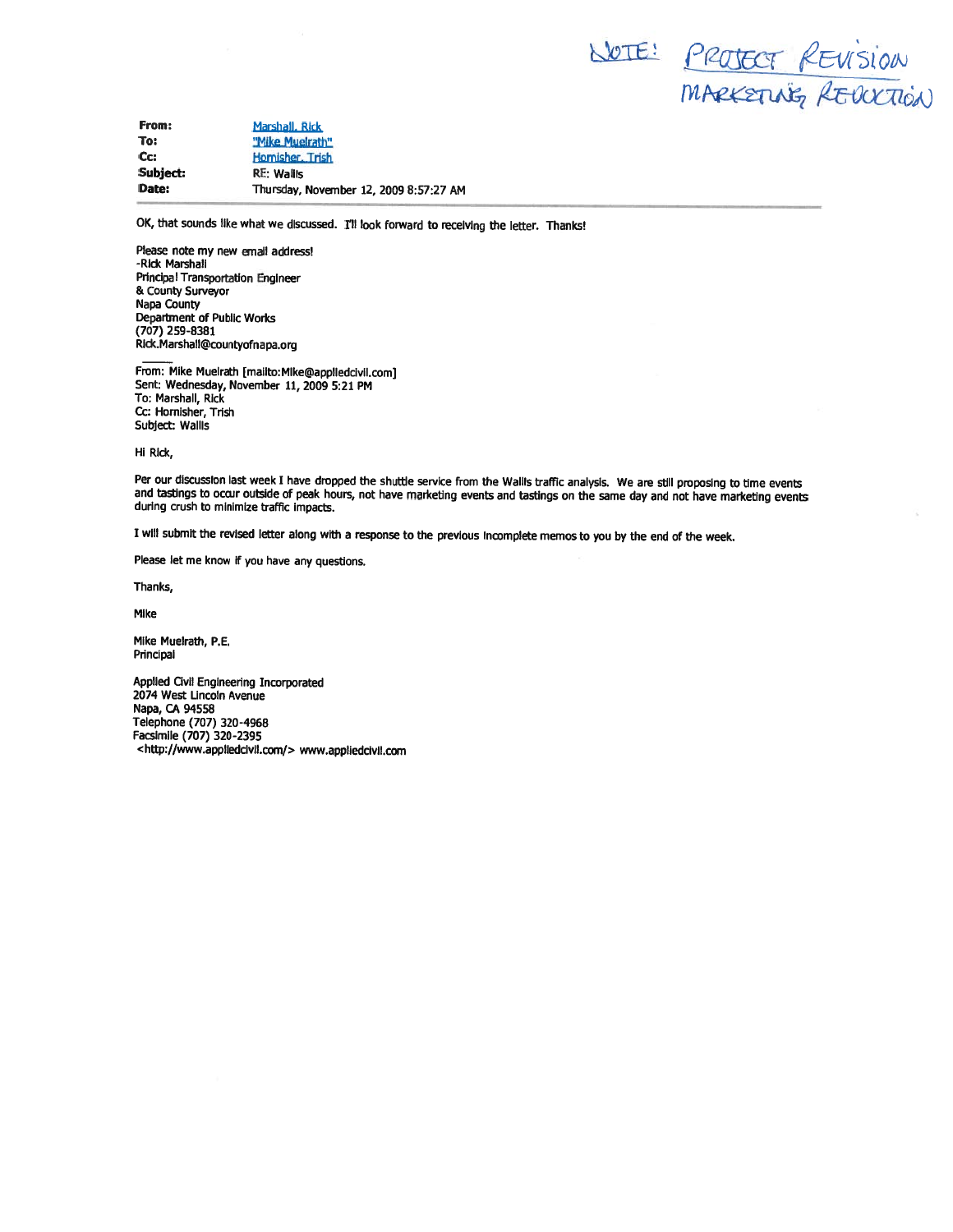NOTE: PROJECT REVISION MARKETING REDUCTION

| | |
|---|---|
| **From:** | Marshall, Rick |
| **To:** | "Mike Muelrath" |
| **Cc:** | Hornisher, Trish |
| **Subject:** | RE: Wallis |
| **Date:** | Thursday, November 12, 2009 8:57:27 AM |

OK, that sounds like what we discussed. I'll look forward to receiving the letter. Thanks!

Please note my new email address!
-Rick Marshall
Principal Transportation Engineer
& County Surveyor
Napa County
Department of Public Works
(707) 259-8381
Rick.Marshall@countyofnapa.org

From: Mike Muelrath [mailto:Mike@appliedcivil.com]
Sent: Wednesday, November 11, 2009 5:21 PM
To: Marshall, Rick
Cc: Hornisher, Trish
Subject: Wallis

Hi Rick,

Per our discussion last week I have dropped the shuttle service from the Wallis traffic analysis. We are still proposing to time events and tastings to occur outside of peak hours, not have marketing events and tastings on the same day and not have marketing events during crush to minimize traffic impacts.

I will submit the revised letter along with a response to the previous incomplete memos to you by the end of the week.

Please let me know if you have any questions.

Thanks,

Mike

Mike Muelrath, P.E.
Principal

Applied Civil Engineering Incorporated
2074 West Lincoln Avenue
Napa, CA 94558
Telephone (707) 320-4968
Facsimile (707) 320-2395
<http://www.appliedcivil.com/> www.appliedcivil.com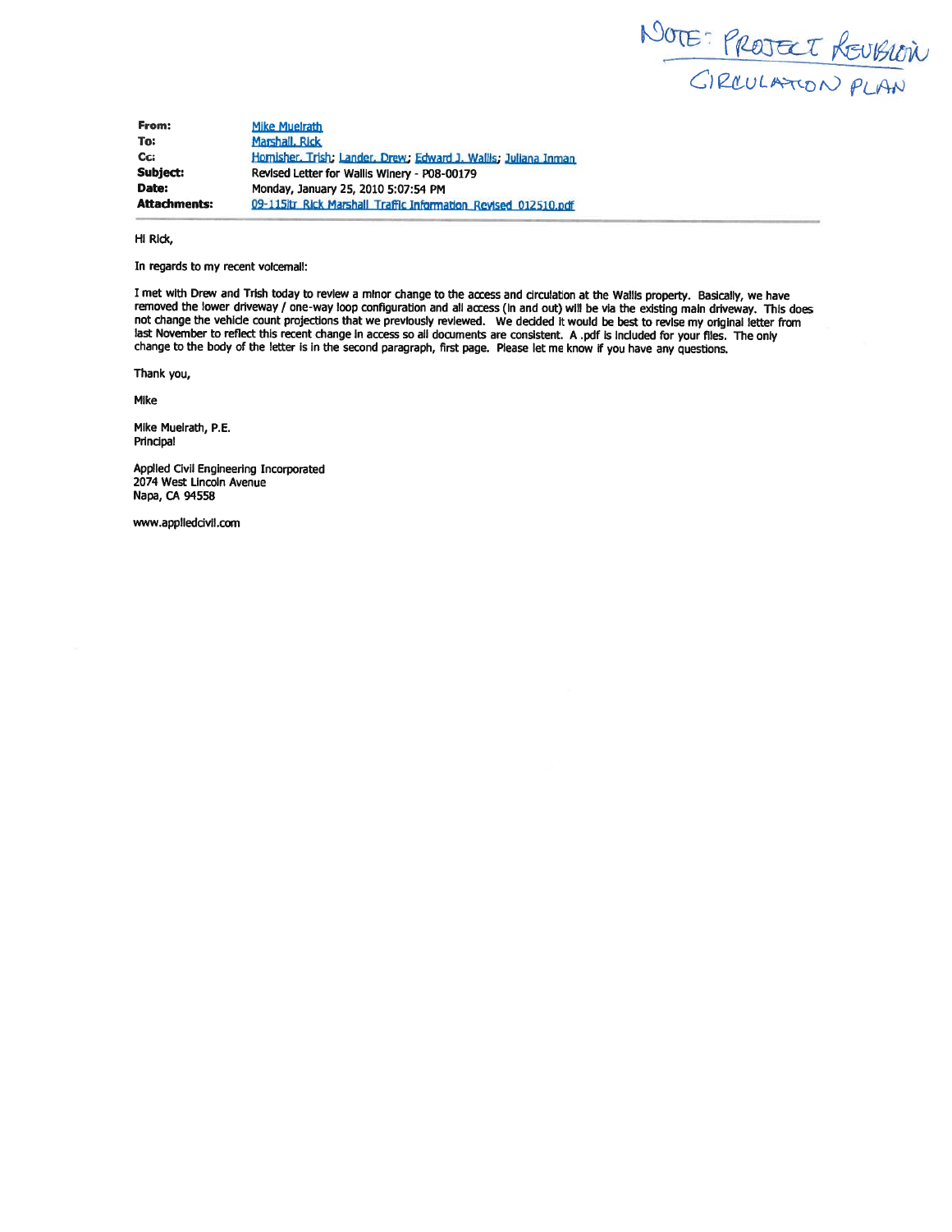NOTE: PROJECT REVISION
CIRCULATION PLAN

| | |
|---|---|
| **From:** | Mike Muelrath |
| **To:** | Marshall, Rick |
| **Cc:** | Hornisher, Trish; Lander, Drew; Edward J. Wallis; Juliana Inman |
| **Subject:** | Revised Letter for Wallis Winery - P08-00179 |
| **Date:** | Monday, January 25, 2010 5:07:54 PM |
| **Attachments:** | 09-115ltr Rick Marshall Traffic Information Revised 012510.pdf |

Hi Rick,

In regards to my recent voicemail:

I met with Drew and Trish today to review a minor change to the access and circulation at the Wallis property. Basically, we have removed the lower driveway / one-way loop configuration and all access (in and out) will be via the existing main driveway. This does not change the vehicle count projections that we previously reviewed. We decided it would be best to revise my original letter from last November to reflect this recent change in access so all documents are consistent. A .pdf is included for your files. The only change to the body of the letter is in the second paragraph, first page. Please let me know if you have any questions.

Thank you,

Mike

Mike Muelrath, P.E.
Principal

Applied Civil Engineering Incorporated
2074 West Lincoln Avenue
Napa, CA 94558

www.appliedcivil.com